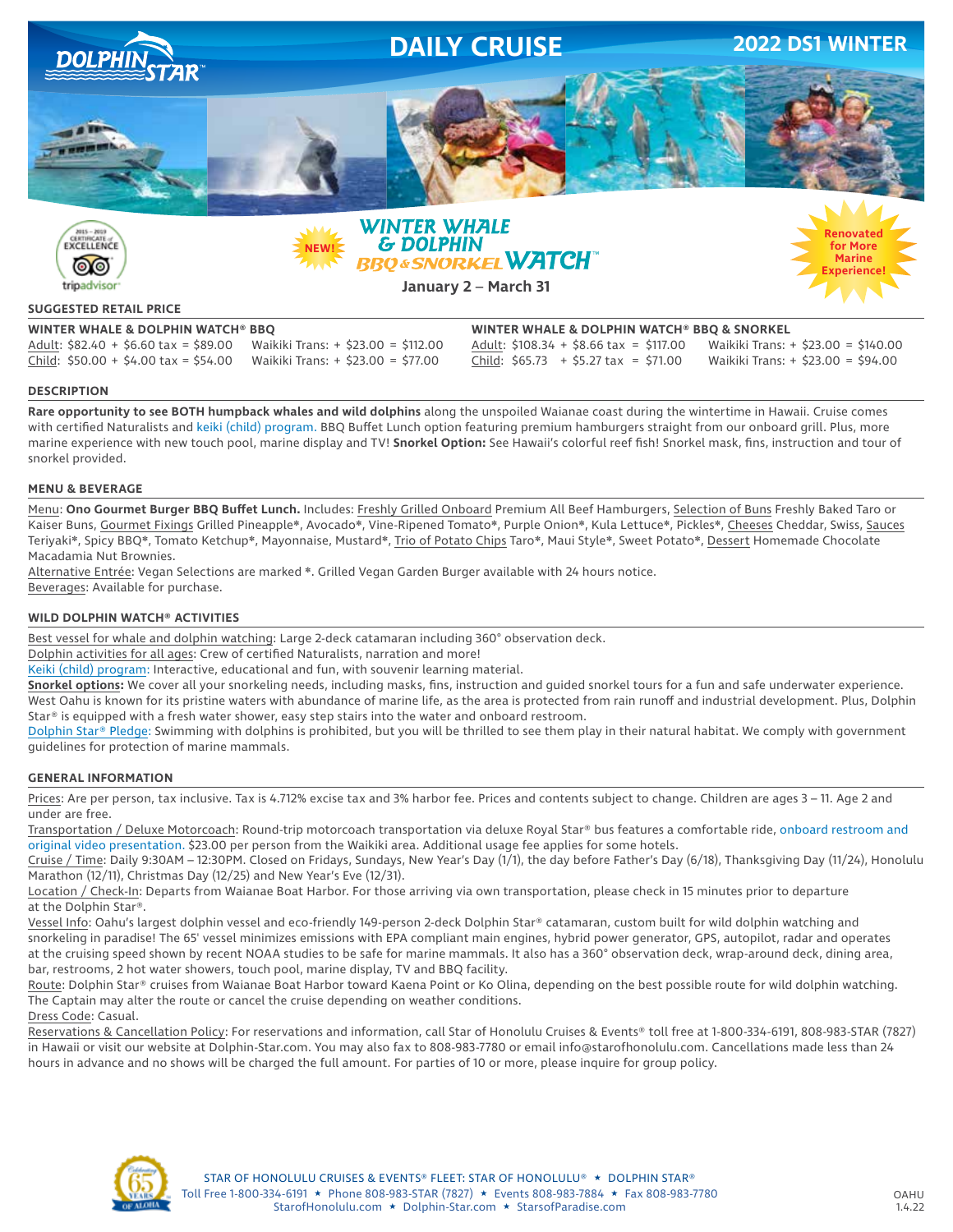# DOLPHIN STAR

## DAILY CRUISE

## 2022 DS1 WINTER

2015 – 2019 CERTIFICATE of EXCELLENCE tripadvisor

NEW!

# WINTER WHALE & DOLPHIN BBQ & SNORKEL WATCH™

**January 2 – March 31**

Renovated for More Marine Experience!

### SUGGESTED RETAIL PRICE

**WINTER WHALE & DOLPHIN WATCH® BBQ**

Adult: $82.40 + $6.60 tax = $89.00 Waikiki Trans: + $23.00 = $112.00
Child: $50.00 + $4.00 tax = $54.00 Waikiki Trans: + $23.00 = $77.00

**WINTER WHALE & DOLPHIN WATCH® BBQ & SNORKEL**

Adult: $108.34 + $8.66 tax = $117.00 Waikiki Trans: + $23.00 = $140.00
Child: $65.73 + $5.27 tax = $71.00 Waikiki Trans: + $23.00 = $94.00

### DESCRIPTION

**Rare opportunity to see BOTH humpback whales and wild dolphins** along the unspoiled Waianae coast during the wintertime in Hawaii. Cruise comes with certified Naturalists and keiki (child) program. BBQ Buffet Lunch option featuring premium hamburgers straight from our onboard grill. Plus, more marine experience with new touch pool, marine display and TV! **Snorkel Option:** See Hawaii's colorful reef fish! Snorkel mask, fins, instruction and tour of snorkel provided.

### MENU & BEVERAGE

Menu: **Ono Gourmet Burger BBQ Buffet Lunch.** Includes: Freshly Grilled Onboard Premium All Beef Hamburgers, Selection of Buns Freshly Baked Taro or Kaiser Buns, Gourmet Fixings Grilled Pineapple*, Avocado*, Vine-Ripened Tomato*, Purple Onion*, Kula Lettuce*, Pickles*, Cheeses Cheddar, Swiss, Sauces Teriyaki*, Spicy BBQ*, Tomato Ketchup*, Mayonnaise, Mustard*, Trio of Potato Chips Taro*, Maui Style*, Sweet Potato*, Dessert Homemade Chocolate Macadamia Nut Brownies.

Alternative Entrée: Vegan Selections are marked *. Grilled Vegan Garden Burger available with 24 hours notice.

Beverages: Available for purchase.

### WILD DOLPHIN WATCH® ACTIVITIES

Best vessel for whale and dolphin watching: Large 2-deck catamaran including 360° observation deck.

Dolphin activities for all ages: Crew of certified Naturalists, narration and more!

Keiki (child) program: Interactive, educational and fun, with souvenir learning material.

**Snorkel options:** We cover all your snorkeling needs, including masks, fins, instruction and guided snorkel tours for a fun and safe underwater experience. West Oahu is known for its pristine waters with abundance of marine life, as the area is protected from rain runoff and industrial development. Plus, Dolphin Star® is equipped with a fresh water shower, easy step stairs into the water and onboard restroom.

Dolphin Star® Pledge: Swimming with dolphins is prohibited, but you will be thrilled to see them play in their natural habitat. We comply with government guidelines for protection of marine mammals.

### GENERAL INFORMATION

Prices: Are per person, tax inclusive. Tax is 4.712% excise tax and 3% harbor fee. Prices and contents subject to change. Children are ages 3 – 11. Age 2 and under are free.

Transportation / Deluxe Motorcoach: Round-trip motorcoach transportation via deluxe Royal Star® bus features a comfortable ride, onboard restroom and original video presentation. $23.00 per person from the Waikiki area. Additional usage fee applies for some hotels.

Cruise / Time: Daily 9:30AM – 12:30PM. Closed on Fridays, Sundays, New Year's Day (1/1), the day before Father's Day (6/18), Thanksgiving Day (11/24), Honolulu Marathon (12/11), Christmas Day (12/25) and New Year's Eve (12/31).

Location / Check-In: Departs from Waianae Boat Harbor. For those arriving via own transportation, please check in 15 minutes prior to departure at the Dolphin Star®.

Vessel Info: Oahu's largest dolphin vessel and eco-friendly 149-person 2-deck Dolphin Star® catamaran, custom built for wild dolphin watching and snorkeling in paradise! The 65' vessel minimizes emissions with EPA compliant main engines, hybrid power generator, GPS, autopilot, radar and operates at the cruising speed shown by recent NOAA studies to be safe for marine mammals. It also has a 360° observation deck, wrap-around deck, dining area, bar, restrooms, 2 hot water showers, touch pool, marine display, TV and BBQ facility.

Route: Dolphin Star® cruises from Waianae Boat Harbor toward Kaena Point or Ko Olina, depending on the best possible route for wild dolphin watching. The Captain may alter the route or cancel the cruise depending on weather conditions.

Dress Code: Casual.

Reservations & Cancellation Policy: For reservations and information, call Star of Honolulu Cruises & Events® toll free at 1-800-334-6191, 808-983-STAR (7827) in Hawaii or visit our website at Dolphin-Star.com. You may also fax to 808-983-7780 or email info@starofhonolulu.com. Cancellations made less than 24 hours in advance and no shows will be charged the full amount. For parties of 10 or more, please inquire for group policy.

Celebrating 65 Years of Aloha

STAR OF HONOLULU CRUISES & EVENTS® FLEET: STAR OF HONOLULU® ★ DOLPHIN STAR®
Toll Free 1-800-334-6191 ★ Phone 808-983-STAR (7827) ★ Events 808-983-7884 ★ Fax 808-983-7780
StarofHonolulu.com ★ Dolphin-Star.com ★ StarsofParadise.com

OAHU 1.4.22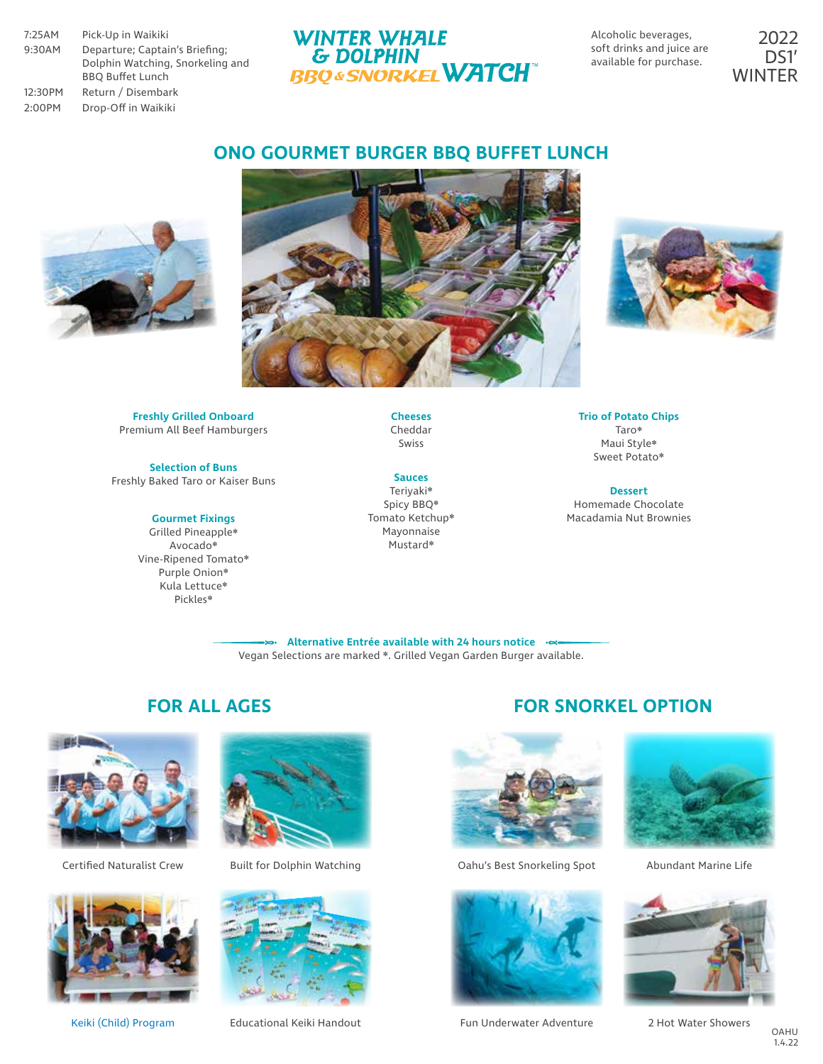| | |
|---|---|
| 7:25AM | Pick-Up in Waikiki |
| 9:30AM | Departure; Captain's Briefing; Dolphin Watching, Snorkeling and BBQ Buffet Lunch |
| 12:30PM | Return / Disembark |
| 2:00PM | Drop-Off in Waikiki |

# WINTER WHALE & DOLPHIN BBQ & SNORKEL WATCH™

Alcoholic beverages, soft drinks and juice are available for purchase.

2022 DS1' WINTER

## ONO GOURMET BURGER BBQ BUFFET LUNCH

**Freshly Grilled Onboard**
Premium All Beef Hamburgers

**Selection of Buns**
Freshly Baked Taro or Kaiser Buns

**Gourmet Fixings**
Grilled Pineapple*
Avocado*
Vine-Ripened Tomato*
Purple Onion*
Kula Lettuce*
Pickles*

**Cheeses**
Cheddar
Swiss

**Sauces**
Teriyaki*
Spicy BBQ*
Tomato Ketchup*
Mayonnaise
Mustard*

**Trio of Potato Chips**
Taro*
Maui Style*
Sweet Potato*

**Dessert**
Homemade Chocolate Macadamia Nut Brownies

**Alternative Entrée available with 24 hours notice**
Vegan Selections are marked *. Grilled Vegan Garden Burger available.

## FOR ALL AGES

Certified Naturalist Crew

Built for Dolphin Watching

Keiki (Child) Program

Educational Keiki Handout

## FOR SNORKEL OPTION

Oahu's Best Snorkeling Spot

Abundant Marine Life

Fun Underwater Adventure

2 Hot Water Showers

OAHU
1.4.22